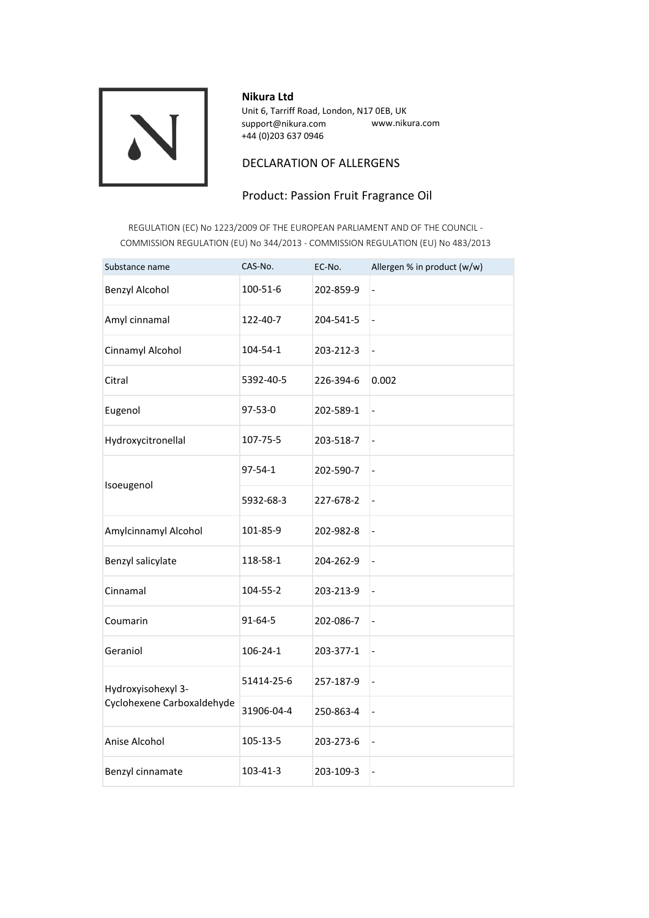**Nikura Ltd**
Unit 6, Tarriff Road, London, N17 0EB, UK
support@nikura.com www.nikura.com
+44 (0)203 637 0946

# DECLARATION OF ALLERGENS

## Product: Passion Fruit Fragrance Oil

REGULATION (EC) No 1223/2009 OF THE EUROPEAN PARLIAMENT AND OF THE COUNCIL - COMMISSION REGULATION (EU) No 344/2013 - COMMISSION REGULATION (EU) No 483/2013

| Substance name | CAS-No. | EC-No. | Allergen % in product (w/w) |
|---|---|---|---|
| Benzyl Alcohol | 100-51-6 | 202-859-9 | - |
| Amyl cinnamal | 122-40-7 | 204-541-5 | - |
| Cinnamyl Alcohol | 104-54-1 | 203-212-3 | - |
| Citral | 5392-40-5 | 226-394-6 | 0.002 |
| Eugenol | 97-53-0 | 202-589-1 | - |
| Hydroxycitronellal | 107-75-5 | 203-518-7 | - |
| Isoeugenol | 97-54-1 | 202-590-7 | - |
| | 5932-68-3 | 227-678-2 | - |
| Amylcinnamyl Alcohol | 101-85-9 | 202-982-8 | - |
| Benzyl salicylate | 118-58-1 | 204-262-9 | - |
| Cinnamal | 104-55-2 | 203-213-9 | - |
| Coumarin | 91-64-5 | 202-086-7 | - |
| Geraniol | 106-24-1 | 203-377-1 | - |
| Hydroxyisohexyl 3-Cyclohexene Carboxaldehyde | 51414-25-6 | 257-187-9 | - |
| | 31906-04-4 | 250-863-4 | - |
| Anise Alcohol | 105-13-5 | 203-273-6 | - |
| Benzyl cinnamate | 103-41-3 | 203-109-3 | - |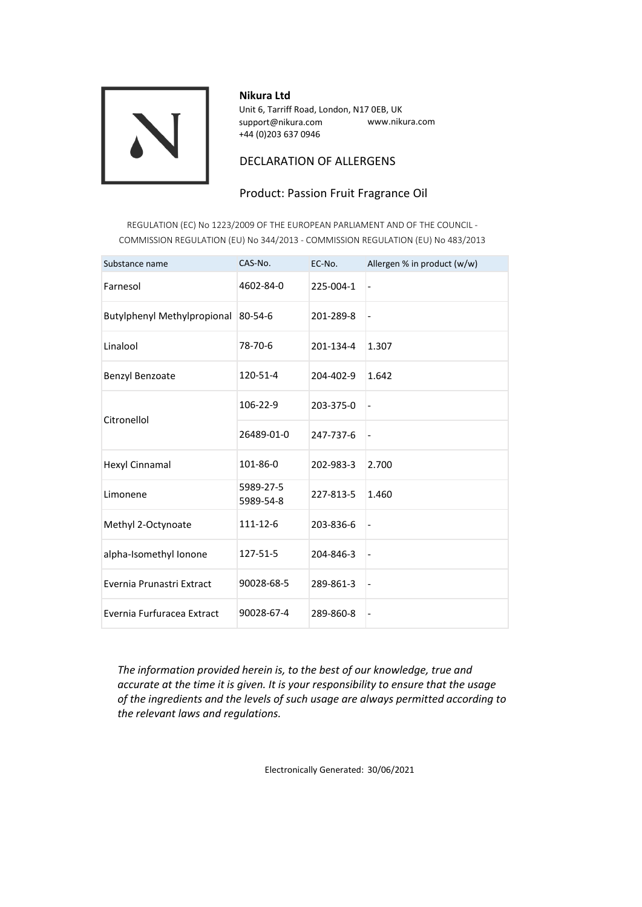**Nikura Ltd**
Unit 6, Tarriff Road, London, N17 0EB, UK
support@nikura.com www.nikura.com
+44 (0)203 637 0946

DECLARATION OF ALLERGENS

Product: Passion Fruit Fragrance Oil

REGULATION (EC) No 1223/2009 OF THE EUROPEAN PARLIAMENT AND OF THE COUNCIL - COMMISSION REGULATION (EU) No 344/2013 - COMMISSION REGULATION (EU) No 483/2013

| Substance name | CAS-No. | EC-No. | Allergen % in product (w/w) |
|---|---|---|---|
| Farnesol | 4602-84-0 | 225-004-1 | - |
| Butylphenyl Methylpropional | 80-54-6 | 201-289-8 | - |
| Linalool | 78-70-6 | 201-134-4 | 1.307 |
| Benzyl Benzoate | 120-51-4 | 204-402-9 | 1.642 |
| Citronellol | 106-22-9 | 203-375-0 | - |
| | 26489-01-0 | 247-737-6 | - |
| Hexyl Cinnamal | 101-86-0 | 202-983-3 | 2.700 |
| Limonene | 5989-27-5<br>5989-54-8 | 227-813-5 | 1.460 |
| Methyl 2-Octynoate | 111-12-6 | 203-836-6 | - |
| alpha-Isomethyl Ionone | 127-51-5 | 204-846-3 | - |
| Evernia Prunastri Extract | 90028-68-5 | 289-861-3 | - |
| Evernia Furfuracea Extract | 90028-67-4 | 289-860-8 | - |

*The information provided herein is, to the best of our knowledge, true and accurate at the time it is given. It is your responsibility to ensure that the usage of the ingredients and the levels of such usage are always permitted according to the relevant laws and regulations.*

Electronically Generated: 30/06/2021